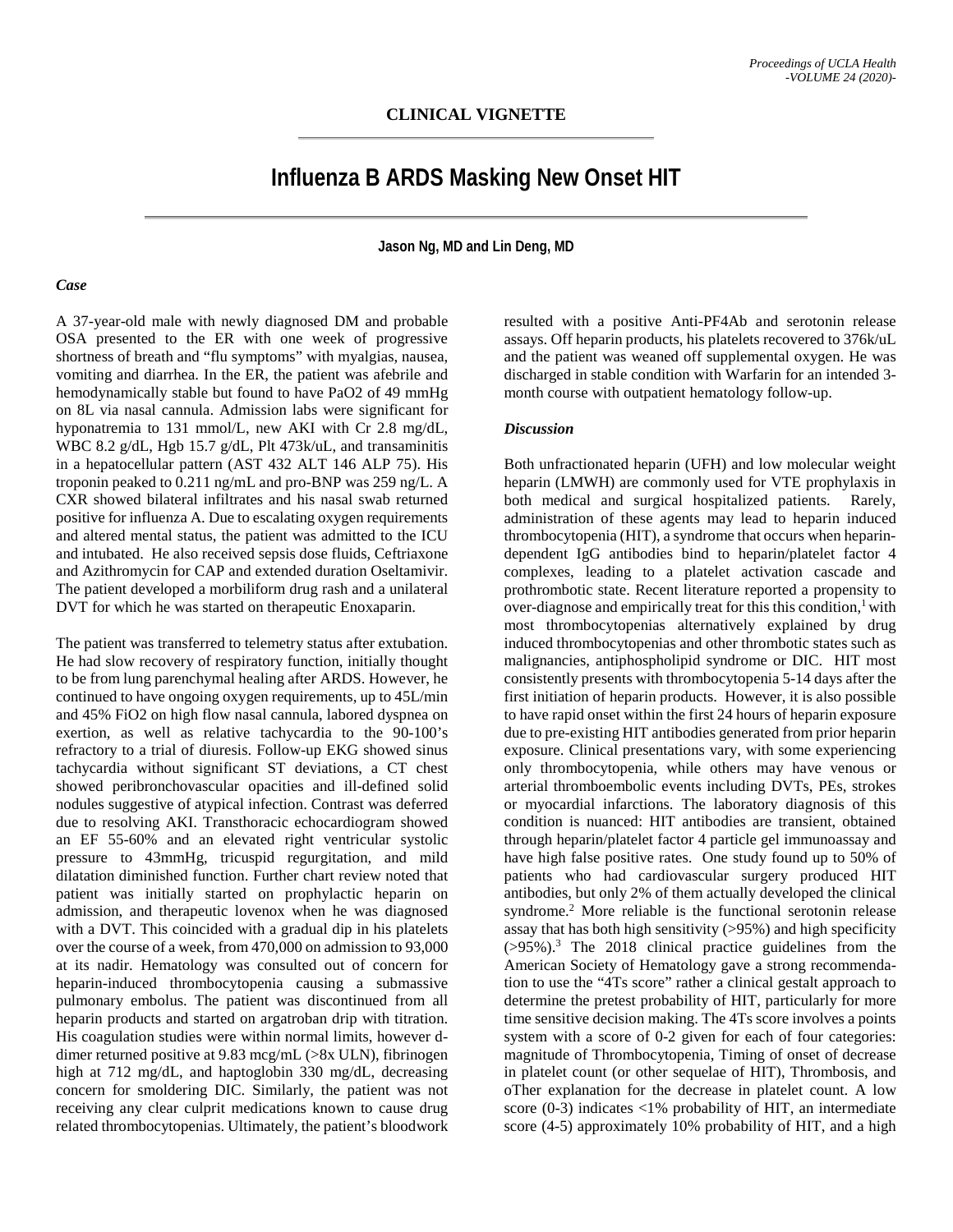## CLINICAL VIGNETTE

# Influenza B ARDS Masking New Onset HIT

**Jason Ng, MD and Lin Deng, MD**

### *Case*

A 37-year-old male with newly diagnosed DM and probable OSA presented to the ER with one week of progressive shortness of breath and "flu symptoms" with myalgias, nausea, vomiting and diarrhea. In the ER, the patient was afebrile and hemodynamically stable but found to have PaO2 of 49 mmHg on 8L via nasal cannula. Admission labs were significant for hyponatremia to 131 mmol/L, new AKI with Cr 2.8 mg/dL, WBC 8.2 g/dL, Hgb 15.7 g/dL, Plt 473k/uL, and transaminitis in a hepatocellular pattern (AST 432 ALT 146 ALP 75). His troponin peaked to 0.211 ng/mL and pro-BNP was 259 ng/L. A CXR showed bilateral infiltrates and his nasal swab returned positive for influenza A. Due to escalating oxygen requirements and altered mental status, the patient was admitted to the ICU and intubated. He also received sepsis dose fluids, Ceftriaxone and Azithromycin for CAP and extended duration Oseltamivir. The patient developed a morbiliform drug rash and a unilateral DVT for which he was started on therapeutic Enoxaparin.

The patient was transferred to telemetry status after extubation. He had slow recovery of respiratory function, initially thought to be from lung parenchymal healing after ARDS. However, he continued to have ongoing oxygen requirements, up to 45L/min and 45% FiO2 on high flow nasal cannula, labored dyspnea on exertion, as well as relative tachycardia to the 90-100's refractory to a trial of diuresis. Follow-up EKG showed sinus tachycardia without significant ST deviations, a CT chest showed peribronchovascular opacities and ill-defined solid nodules suggestive of atypical infection. Contrast was deferred due to resolving AKI. Transthoracic echocardiogram showed an EF 55-60% and an elevated right ventricular systolic pressure to 43mmHg, tricuspid regurgitation, and mild dilatation diminished function. Further chart review noted that patient was initially started on prophylactic heparin on admission, and therapeutic lovenox when he was diagnosed with a DVT. This coincided with a gradual dip in his platelets over the course of a week, from 470,000 on admission to 93,000 at its nadir. Hematology was consulted out of concern for heparin-induced thrombocytopenia causing a submassive pulmonary embolus. The patient was discontinued from all heparin products and started on argatroban drip with titration. His coagulation studies were within normal limits, however d-dimer returned positive at 9.83 mcg/mL (>8x ULN), fibrinogen high at 712 mg/dL, and haptoglobin 330 mg/dL, decreasing concern for smoldering DIC. Similarly, the patient was not receiving any clear culprit medications known to cause drug related thrombocytopenias. Ultimately, the patient's bloodwork resulted with a positive Anti-PF4Ab and serotonin release assays. Off heparin products, his platelets recovered to 376k/uL and the patient was weaned off supplemental oxygen. He was discharged in stable condition with Warfarin for an intended 3-month course with outpatient hematology follow-up.

### *Discussion*

Both unfractionated heparin (UFH) and low molecular weight heparin (LMWH) are commonly used for VTE prophylaxis in both medical and surgical hospitalized patients. Rarely, administration of these agents may lead to heparin induced thrombocytopenia (HIT), a syndrome that occurs when heparin-dependent IgG antibodies bind to heparin/platelet factor 4 complexes, leading to a platelet activation cascade and prothrombotic state. Recent literature reported a propensity to over-diagnose and empirically treat for this this condition,[1] with most thrombocytopenias alternatively explained by drug induced thrombocytopenias and other thrombotic states such as malignancies, antiphospholipid syndrome or DIC. HIT most consistently presents with thrombocytopenia 5-14 days after the first initiation of heparin products. However, it is also possible to have rapid onset within the first 24 hours of heparin exposure due to pre-existing HIT antibodies generated from prior heparin exposure. Clinical presentations vary, with some experiencing only thrombocytopenia, while others may have venous or arterial thromboembolic events including DVTs, PEs, strokes or myocardial infarctions. The laboratory diagnosis of this condition is nuanced: HIT antibodies are transient, obtained through heparin/platelet factor 4 particle gel immunoassay and have high false positive rates. One study found up to 50% of patients who had cardiovascular surgery produced HIT antibodies, but only 2% of them actually developed the clinical syndrome.[2] More reliable is the functional serotonin release assay that has both high sensitivity (>95%) and high specificity (>95%).[3] The 2018 clinical practice guidelines from the American Society of Hematology gave a strong recommendation to use the "4Ts score" rather a clinical gestalt approach to determine the pretest probability of HIT, particularly for more time sensitive decision making. The 4Ts score involves a points system with a score of 0-2 given for each of four categories: magnitude of Thrombocytopenia, Timing of onset of decrease in platelet count (or other sequelae of HIT), Thrombosis, and oTher explanation for the decrease in platelet count. A low score (0-3) indicates <1% probability of HIT, an intermediate score (4-5) approximately 10% probability of HIT, and a high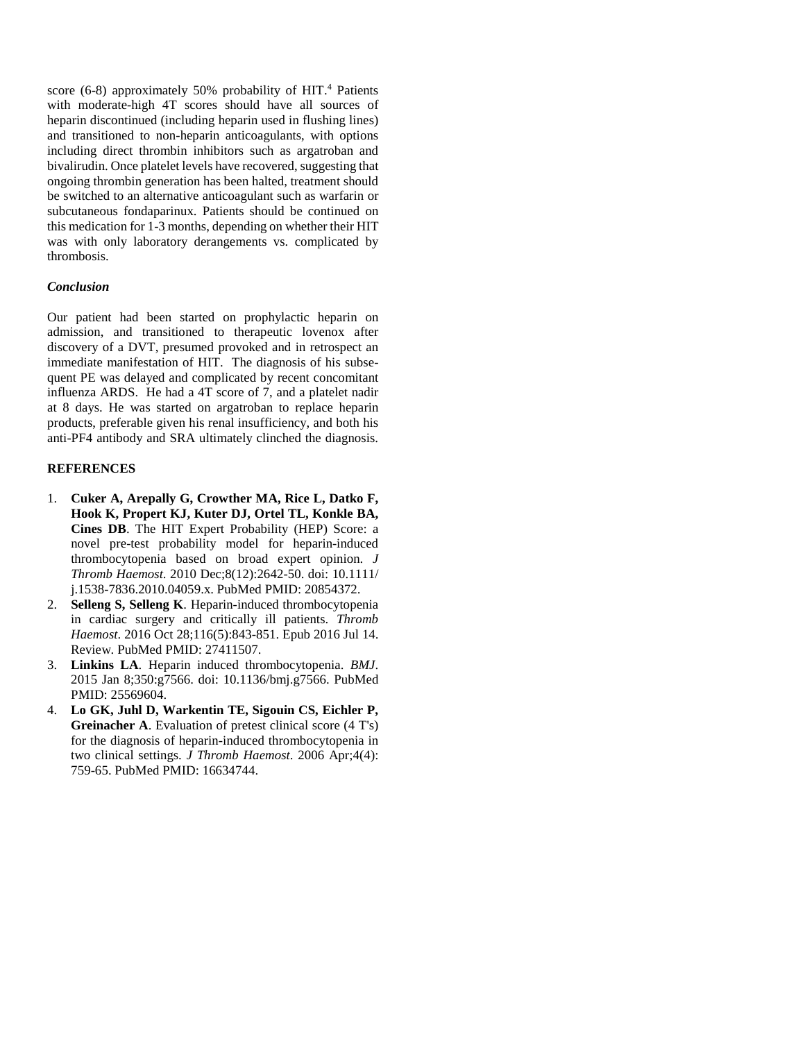score (6-8) approximately 50% probability of HIT.[4] Patients with moderate-high 4T scores should have all sources of heparin discontinued (including heparin used in flushing lines) and transitioned to non-heparin anticoagulants, with options including direct thrombin inhibitors such as argatroban and bivalirudin. Once platelet levels have recovered, suggesting that ongoing thrombin generation has been halted, treatment should be switched to an alternative anticoagulant such as warfarin or subcutaneous fondaparinux. Patients should be continued on this medication for 1-3 months, depending on whether their HIT was with only laboratory derangements vs. complicated by thrombosis.

### *Conclusion*

Our patient had been started on prophylactic heparin on admission, and transitioned to therapeutic lovenox after discovery of a DVT, presumed provoked and in retrospect an immediate manifestation of HIT. The diagnosis of his subsequent PE was delayed and complicated by recent concomitant influenza ARDS. He had a 4T score of 7, and a platelet nadir at 8 days. He was started on argatroban to replace heparin products, preferable given his renal insufficiency, and both his anti-PF4 antibody and SRA ultimately clinched the diagnosis.

## REFERENCES

1. **Cuker A, Arepally G, Crowther MA, Rice L, Datko F, Hook K, Propert KJ, Kuter DJ, Ortel TL, Konkle BA, Cines DB**. The HIT Expert Probability (HEP) Score: a novel pre-test probability model for heparin-induced thrombocytopenia based on broad expert opinion. *J Thromb Haemost*. 2010 Dec;8(12):2642-50. doi: 10.1111/j.1538-7836.2010.04059.x. PubMed PMID: 20854372.
2. **Selleng S, Selleng K**. Heparin-induced thrombocytopenia in cardiac surgery and critically ill patients. *Thromb Haemost*. 2016 Oct 28;116(5):843-851. Epub 2016 Jul 14. Review. PubMed PMID: 27411507.
3. **Linkins LA**. Heparin induced thrombocytopenia. *BMJ*. 2015 Jan 8;350:g7566. doi: 10.1136/bmj.g7566. PubMed PMID: 25569604.
4. **Lo GK, Juhl D, Warkentin TE, Sigouin CS, Eichler P, Greinacher A**. Evaluation of pretest clinical score (4 T's) for the diagnosis of heparin-induced thrombocytopenia in two clinical settings. *J Thromb Haemost*. 2006 Apr;4(4): 759-65. PubMed PMID: 16634744.